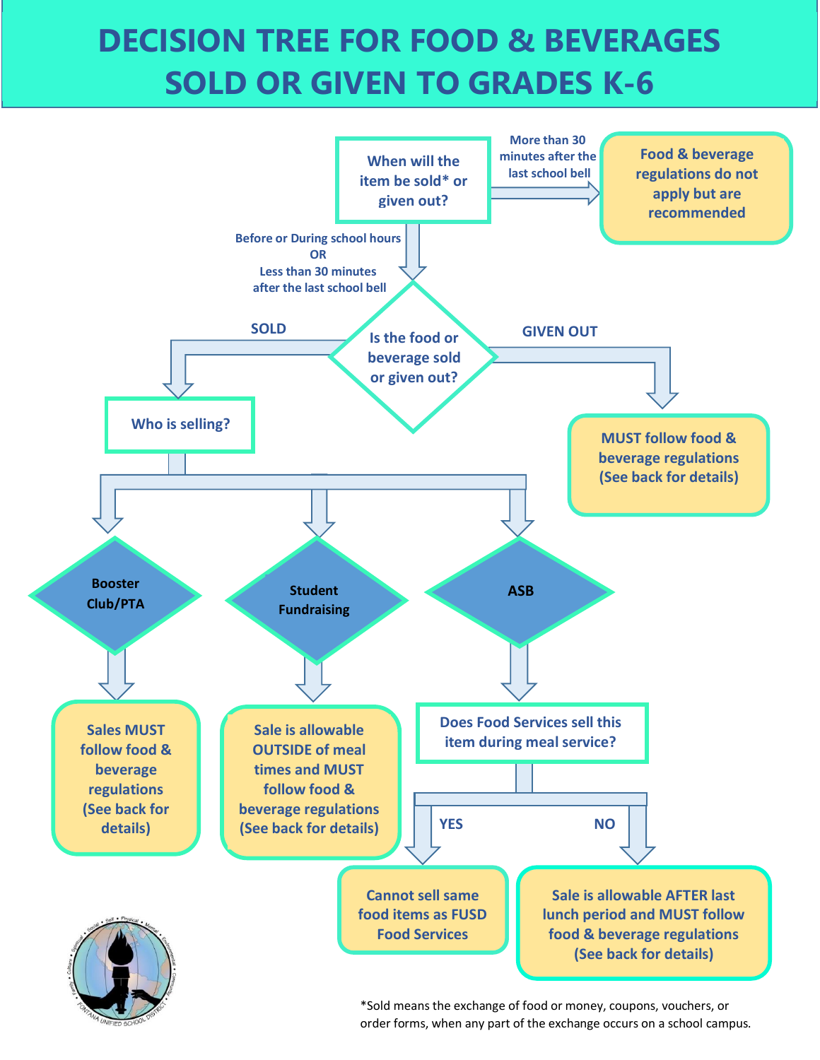# DECISION TREE FOR FOOD & BEVERAGES SOLD OR GIVEN TO GRADES K-6

**When will the item be sold* or given out?**

- **More than 30 minutes after the last school bell** → Food & beverage regulations do not apply but are recommended
- **Before or During school hours OR Less than 30 minutes after the last school bell** → **Is the food or beverage sold or given out?**
  - **GIVEN OUT** → MUST follow food & beverage regulations (See back for details)
  - **SOLD** → **Who is selling?**
    - **Booster Club/PTA** → Sales MUST follow food & beverage regulations (See back for details)
    - **Student Fundraising** → Sale is allowable OUTSIDE of meal times and MUST follow food & beverage regulations (See back for details)
    - **ASB** → **Does Food Services sell this item during meal service?**
      - **YES** → Cannot sell same food items as FUSD Food Services
      - **NO** → Sale is allowable AFTER last lunch period and MUST follow food & beverage regulations (See back for details)

*Sold means the exchange of food or money, coupons, vouchers, or order forms, when any part of the exchange occurs on a school campus.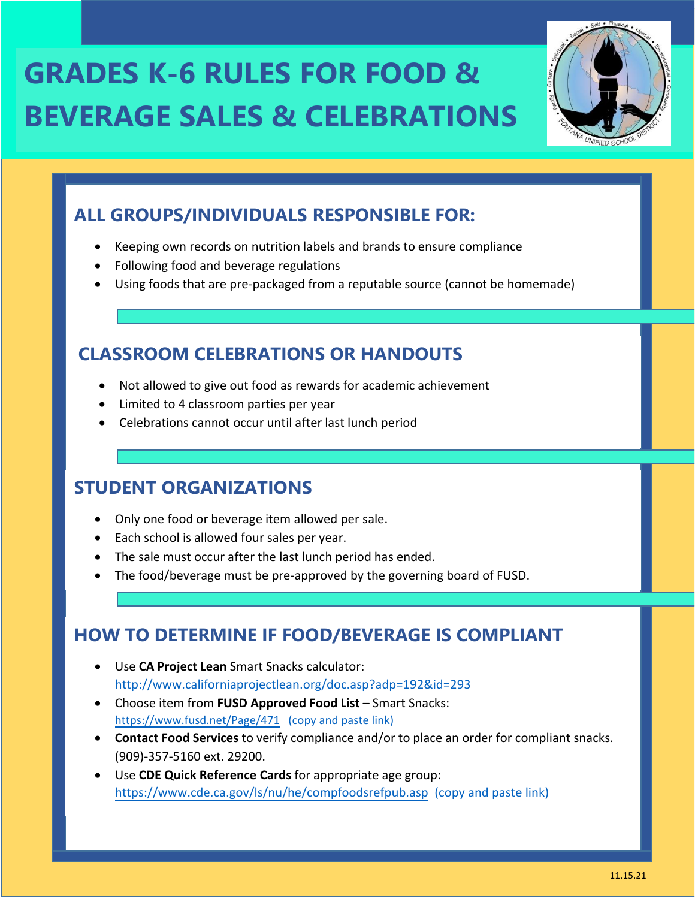# GRADES K-6 RULES FOR FOOD & BEVERAGE SALES & CELEBRATIONS

## ALL GROUPS/INDIVIDUALS RESPONSIBLE FOR:

- Keeping own records on nutrition labels and brands to ensure compliance
- Following food and beverage regulations
- Using foods that are pre-packaged from a reputable source (cannot be homemade)

## CLASSROOM CELEBRATIONS OR HANDOUTS

- Not allowed to give out food as rewards for academic achievement
- Limited to 4 classroom parties per year
- Celebrations cannot occur until after last lunch period

## STUDENT ORGANIZATIONS

- Only one food or beverage item allowed per sale.
- Each school is allowed four sales per year.
- The sale must occur after the last lunch period has ended.
- The food/beverage must be pre-approved by the governing board of FUSD.

## HOW TO DETERMINE IF FOOD/BEVERAGE IS COMPLIANT

- Use **CA Project Lean** Smart Snacks calculator: http://www.californiaprojectlean.org/doc.asp?adp=192&id=293
- Choose item from **FUSD Approved Food List** – Smart Snacks: https://www.fusd.net/Page/471 (copy and paste link)
- **Contact Food Services** to verify compliance and/or to place an order for compliant snacks. (909)-357-5160 ext. 29200.
- Use **CDE Quick Reference Cards** for appropriate age group: https://www.cde.ca.gov/ls/nu/he/compfoodsrefpub.asp (copy and paste link)

11.15.21